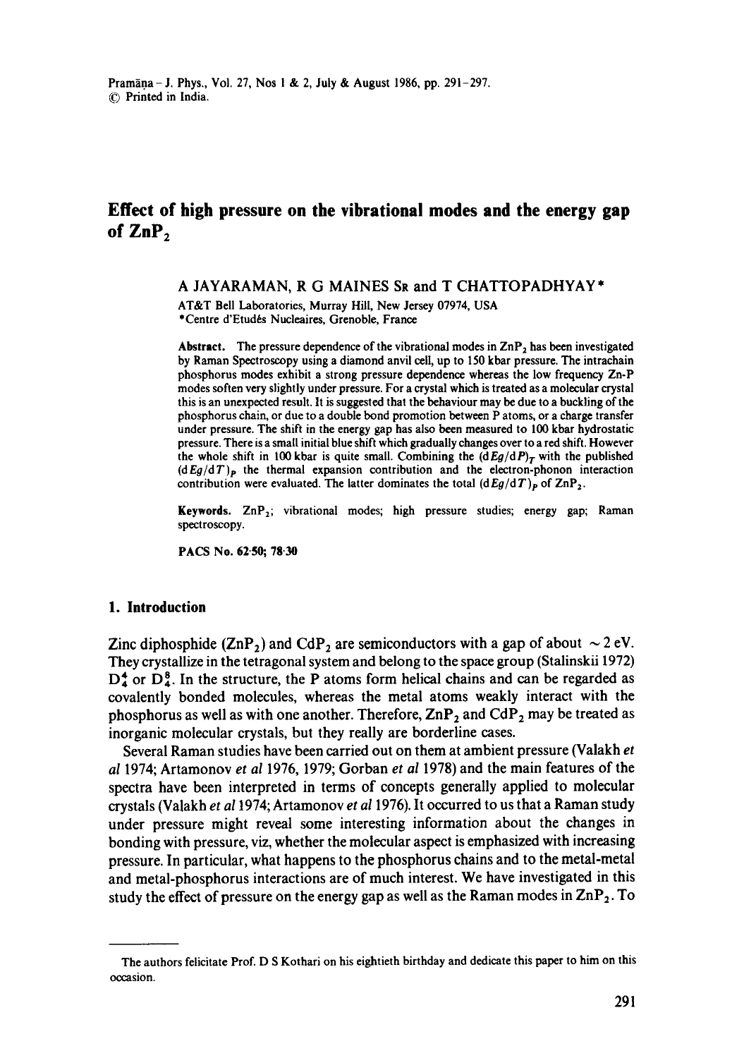# Effect of high pressure on the vibrational modes and the energy gap of $ZnP_2$

A JAYARAMAN, R G MAINES Sr and T CHATTOPADHYAY*

AT&T Bell Laboratories, Murray Hill, New Jersey 07974, USA
*Centre d'Etudés Nucleaires, Grenoble, France

**Abstract.** The pressure dependence of the vibrational modes in $ZnP_2$ has been investigated by Raman Spectroscopy using a diamond anvil cell, up to 150 kbar pressure. The intrachain phosphorus modes exhibit a strong pressure dependence whereas the low frequency Zn-P modes soften very slightly under pressure. For a crystal which is treated as a molecular crystal this is an unexpected result. It is suggested that the behaviour may be due to a buckling of the phosphorus chain, or due to a double bond promotion between P atoms, or a charge transfer under pressure. The shift in the energy gap has also been measured to 100 kbar hydrostatic pressure. There is a small initial blue shift which gradually changes over to a red shift. However the whole shift in 100 kbar is quite small. Combining the $(dEg/dP)_T$ with the published $(dEg/dT)_P$ the thermal expansion contribution and the electron-phonon interaction contribution were evaluated. The latter dominates the total $(dEg/dT)_P$ of $ZnP_2$.

**Keywords.** $ZnP_2$; vibrational modes; high pressure studies; energy gap; Raman spectroscopy.

**PACS No. 62·50; 78·30**

## 1. Introduction

Zinc diphosphide ($ZnP_2$) and $CdP_2$ are semiconductors with a gap of about $\sim 2$ eV. They crystallize in the tetragonal system and belong to the space group (Stalinskii 1972) $D_4^4$ or $D_4^8$. In the structure, the P atoms form helical chains and can be regarded as covalently bonded molecules, whereas the metal atoms weakly interact with the phosphorus as well as with one another. Therefore, $ZnP_2$ and $CdP_2$ may be treated as inorganic molecular crystals, but they really are borderline cases.

Several Raman studies have been carried out on them at ambient pressure (Valakh *et al* 1974; Artamonov *et al* 1976, 1979; Gorban *et al* 1978) and the main features of the spectra have been interpreted in terms of concepts generally applied to molecular crystals (Valakh *et al* 1974; Artamonov *et al* 1976). It occurred to us that a Raman study under pressure might reveal some interesting information about the changes in bonding with pressure, viz, whether the molecular aspect is emphasized with increasing pressure. In particular, what happens to the phosphorus chains and to the metal-metal and metal-phosphorus interactions are of much interest. We have investigated in this study the effect of pressure on the energy gap as well as the Raman modes in $ZnP_2$. To

The authors felicitate Prof. D S Kothari on his eightieth birthday and dedicate this paper to him on this occasion.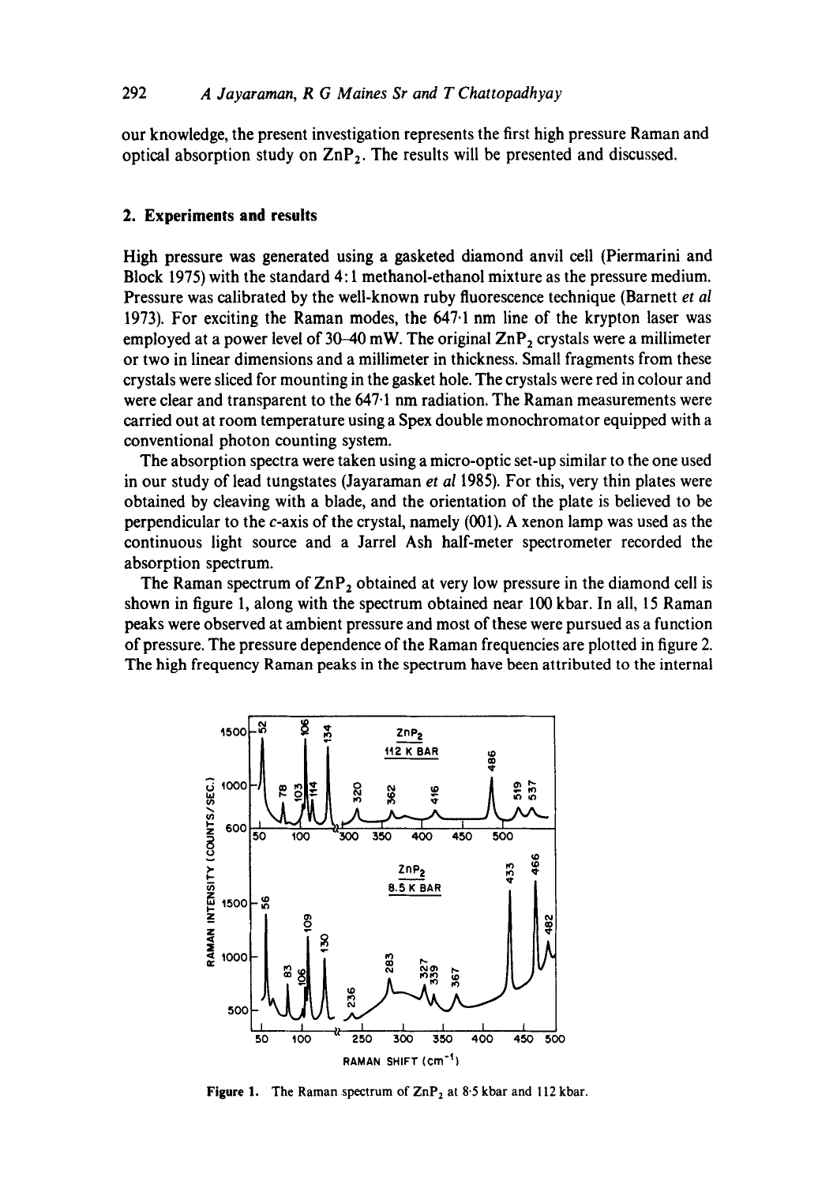our knowledge, the present investigation represents the first high pressure Raman and optical absorption study on $ZnP_2$. The results will be presented and discussed.

## 2. Experiments and results

High pressure was generated using a gasketed diamond anvil cell (Piermarini and Block 1975) with the standard 4:1 methanol-ethanol mixture as the pressure medium. Pressure was calibrated by the well-known ruby fluorescence technique (Barnett *et al* 1973). For exciting the Raman modes, the 647·1 nm line of the krypton laser was employed at a power level of 30–40 mW. The original $ZnP_2$ crystals were a millimeter or two in linear dimensions and a millimeter in thickness. Small fragments from these crystals were sliced for mounting in the gasket hole. The crystals were red in colour and were clear and transparent to the 647·1 nm radiation. The Raman measurements were carried out at room temperature using a Spex double monochromator equipped with a conventional photon counting system.

The absorption spectra were taken using a micro-optic set-up similar to the one used in our study of lead tungstates (Jayaraman *et al* 1985). For this, very thin plates were obtained by cleaving with a blade, and the orientation of the plate is believed to be perpendicular to the *c*-axis of the crystal, namely (001). A xenon lamp was used as the continuous light source and a Jarrel Ash half-meter spectrometer recorded the absorption spectrum.

The Raman spectrum of $ZnP_2$ obtained at very low pressure in the diamond cell is shown in figure 1, along with the spectrum obtained near 100 kbar. In all, 15 Raman peaks were observed at ambient pressure and most of these were pursued as a function of pressure. The pressure dependence of the Raman frequencies are plotted in figure 2. The high frequency Raman peaks in the spectrum have been attributed to the internal

**Figure 1.** The Raman spectrum of $ZnP_2$ at 8·5 kbar and 112 kbar.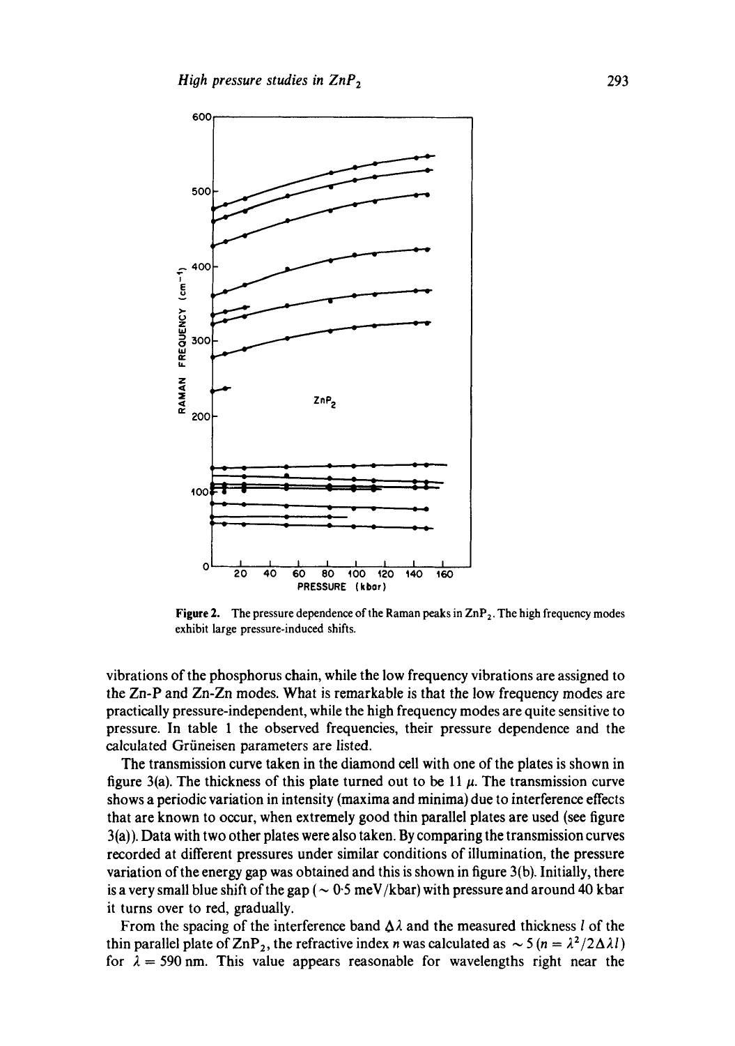Figure 2. The pressure dependence of the Raman peaks in $ZnP_2$. The high frequency modes exhibit large pressure-induced shifts.

vibrations of the phosphorus chain, while the low frequency vibrations are assigned to the Zn-P and Zn-Zn modes. What is remarkable is that the low frequency modes are practically pressure-independent, while the high frequency modes are quite sensitive to pressure. In table 1 the observed frequencies, their pressure dependence and the calculated Grüneisen parameters are listed.

The transmission curve taken in the diamond cell with one of the plates is shown in figure 3(a). The thickness of this plate turned out to be 11 $\mu$. The transmission curve shows a periodic variation in intensity (maxima and minima) due to interference effects that are known to occur, when extremely good thin parallel plates are used (see figure 3(a)). Data with two other plates were also taken. By comparing the transmission curves recorded at different pressures under similar conditions of illumination, the pressure variation of the energy gap was obtained and this is shown in figure 3(b). Initially, there is a very small blue shift of the gap ($\sim$ 0·5 meV/kbar) with pressure and around 40 kbar it turns over to red, gradually.

From the spacing of the interference band $\Delta\lambda$ and the measured thickness $l$ of the thin parallel plate of $ZnP_2$, the refractive index $n$ was calculated as $\sim 5$ ($n = \lambda^2/2\Delta\lambda l$) for $\lambda = 590$ nm. This value appears reasonable for wavelengths right near the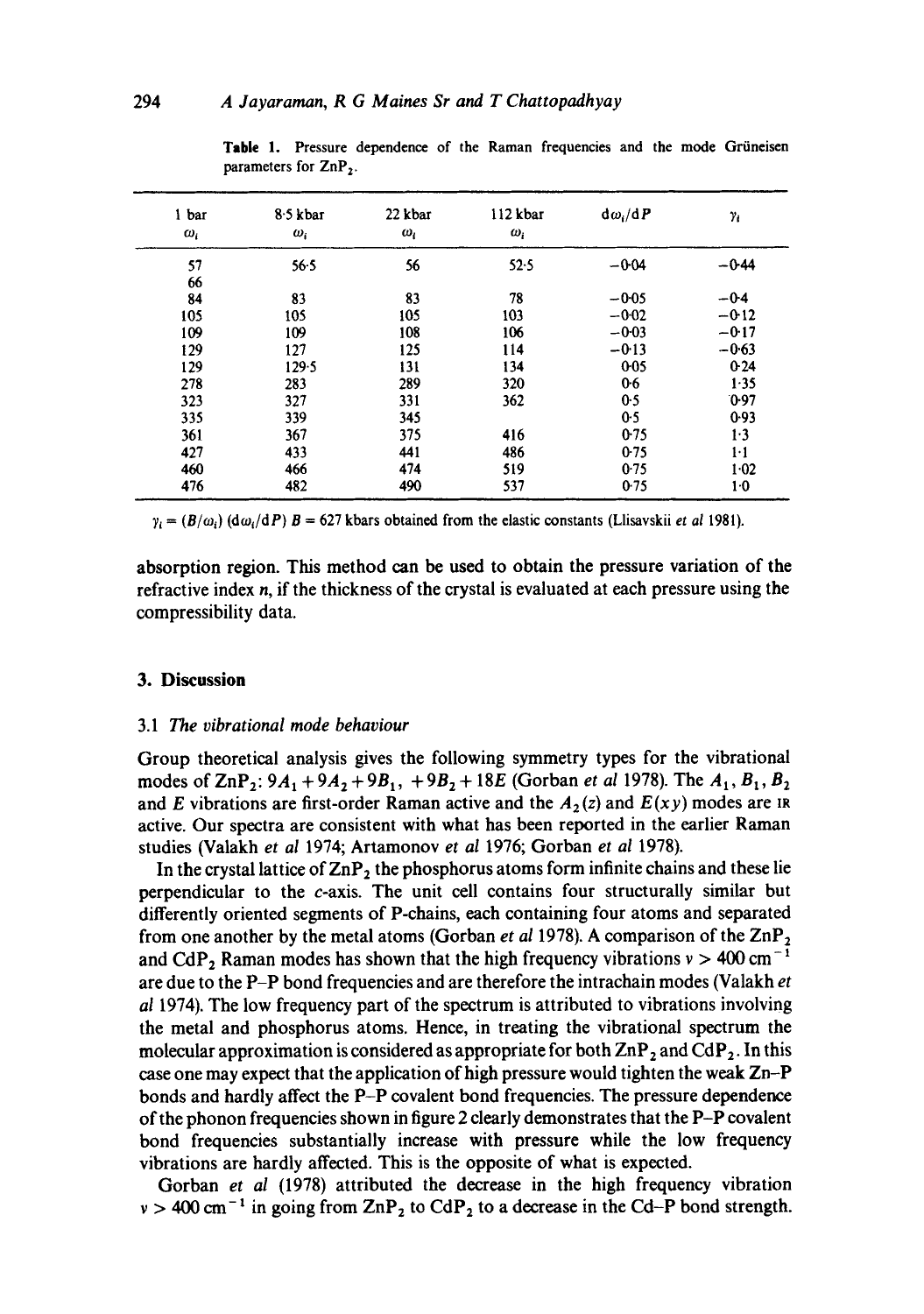**Table 1.** Pressure dependence of the Raman frequencies and the mode Grüneisen parameters for $ZnP_2$.

| 1 bar $\omega_i$ | 8·5 kbar $\omega_i$ | 22 kbar $\omega_i$ | 112 kbar $\omega_i$ | $d\omega_i/dP$ | $\gamma_i$ |
|---|---|---|---|---|---|
| 57 | 56·5 | 56 | 52·5 | −0·04 | −0·44 |
| 66 | | | | | |
| 84 | 83 | 83 | 78 | −0·05 | −0·4 |
| 105 | 105 | 105 | 103 | −0·02 | −0·12 |
| 109 | 109 | 108 | 106 | −0·03 | −0·17 |
| 129 | 127 | 125 | 114 | −0·13 | −0·63 |
| 129 | 129·5 | 131 | 134 | 0·05 | 0·24 |
| 278 | 283 | 289 | 320 | 0·6 | 1·35 |
| 323 | 327 | 331 | 362 | 0·5 | 0·97 |
| 335 | 339 | 345 | | 0·5 | 0·93 |
| 361 | 367 | 375 | 416 | 0·75 | 1·3 |
| 427 | 433 | 441 | 486 | 0·75 | 1·1 |
| 460 | 466 | 474 | 519 | 0·75 | 1·02 |
| 476 | 482 | 490 | 537 | 0·75 | 1·0 |

$\gamma_i = (B/\omega_i)(d\omega_i/dP)$ $B = 627$ kbars obtained from the elastic constants (Llisavskii *et al* 1981).

absorption region. This method can be used to obtain the pressure variation of the refractive index $n$, if the thickness of the crystal is evaluated at each pressure using the compressibility data.

## 3. Discussion

### 3.1 *The vibrational mode behaviour*

Group theoretical analysis gives the following symmetry types for the vibrational modes of $ZnP_2$: $9A_1 + 9A_2 + 9B_1, + 9B_2 + 18E$ (Gorban *et al* 1978). The $A_1$, $B_1$, $B_2$ and $E$ vibrations are first-order Raman active and the $A_2(z)$ and $E(xy)$ modes are IR active. Our spectra are consistent with what has been reported in the earlier Raman studies (Valakh *et al* 1974; Artamonov *et al* 1976; Gorban *et al* 1978).

In the crystal lattice of $ZnP_2$ the phosphorus atoms form infinite chains and these lie perpendicular to the $c$-axis. The unit cell contains four structurally similar but differently oriented segments of P-chains, each containing four atoms and separated from one another by the metal atoms (Gorban *et al* 1978). A comparison of the $ZnP_2$ and $CdP_2$ Raman modes has shown that the high frequency vibrations $\nu > 400\ \mathrm{cm}^{-1}$ are due to the P–P bond frequencies and are therefore the intrachain modes (Valakh *et al* 1974). The low frequency part of the spectrum is attributed to vibrations involving the metal and phosphorus atoms. Hence, in treating the vibrational spectrum the molecular approximation is considered as appropriate for both $ZnP_2$ and $CdP_2$. In this case one may expect that the application of high pressure would tighten the weak Zn–P bonds and hardly affect the P–P covalent bond frequencies. The pressure dependence of the phonon frequencies shown in figure 2 clearly demonstrates that the P–P covalent bond frequencies substantially increase with pressure while the low frequency vibrations are hardly affected. This is the opposite of what is expected.

Gorban *et al* (1978) attributed the decrease in the high frequency vibration $\nu > 400\ \mathrm{cm}^{-1}$ in going from $ZnP_2$ to $CdP_2$ to a decrease in the Cd–P bond strength.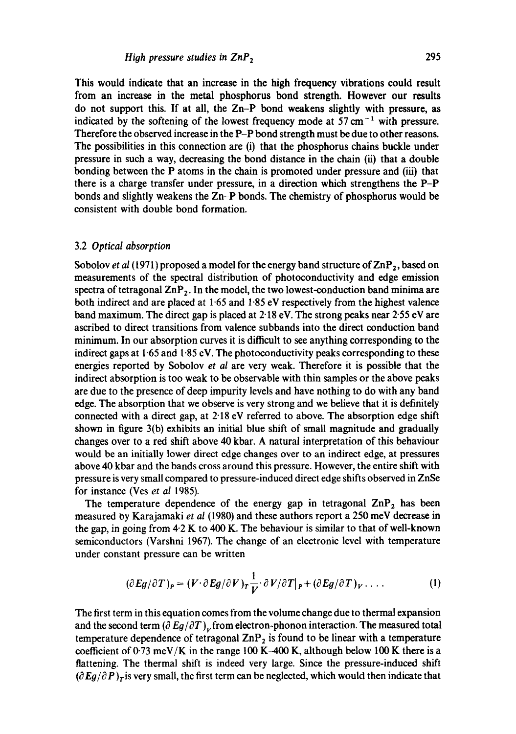This would indicate that an increase in the high frequency vibrations could result from an increase in the metal phosphorus bond strength. However our results do not support this. If at all, the Zn–P bond weakens slightly with pressure, as indicated by the softening of the lowest frequency mode at $57\,\mathrm{cm}^{-1}$ with pressure. Therefore the observed increase in the P–P bond strength must be due to other reasons. The possibilities in this connection are (i) that the phosphorus chains buckle under pressure in such a way, decreasing the bond distance in the chain (ii) that a double bonding between the P atoms in the chain is promoted under pressure and (iii) that there is a charge transfer under pressure, in a direction which strengthens the P–P bonds and slightly weakens the Zn–P bonds. The chemistry of phosphorus would be consistent with double bond formation.

### 3.2 *Optical absorption*

Sobolov *et al* (1971) proposed a model for the energy band structure of $ZnP_2$, based on measurements of the spectral distribution of photoconductivity and edge emission spectra of tetragonal $ZnP_2$. In the model, the two lowest-conduction band minima are both indirect and are placed at 1·65 and 1·85 eV respectively from the highest valence band maximum. The direct gap is placed at 2·18 eV. The strong peaks near 2·55 eV are ascribed to direct transitions from valence subbands into the direct conduction band minimum. In our absorption curves it is difficult to see anything corresponding to the indirect gaps at 1·65 and 1·85 eV. The photoconductivity peaks corresponding to these energies reported by Sobolov *et al* are very weak. Therefore it is possible that the indirect absorption is too weak to be observable with thin samples or the above peaks are due to the presence of deep impurity levels and have nothing to do with any band edge. The absorption that we observe is very strong and we believe that it is definitely connected with a direct gap, at 2·18 eV referred to above. The absorption edge shift shown in figure 3(b) exhibits an initial blue shift of small magnitude and gradually changes over to a red shift above 40 kbar. A natural interpretation of this behaviour would be an initially lower direct edge changes over to an indirect edge, at pressures above 40 kbar and the bands cross around this pressure. However, the entire shift with pressure is very small compared to pressure-induced direct edge shifts observed in ZnSe for instance (Ves *et al* 1985).

The temperature dependence of the energy gap in tetragonal $ZnP_2$ has been measured by Karajamaki *et al* (1980) and these authors report a 250 meV decrease in the gap, in going from 4·2 K to 400 K. The behaviour is similar to that of well-known semiconductors (Varshni 1967). The change of an electronic level with temperature under constant pressure can be written

$$(\partial Eg/\partial T)_P = (V \cdot \partial Eg/\partial V)_T \frac{1}{V} \cdot \partial V/\partial T|_P + (\partial Eg/\partial T)_V \ldots . \tag{1}$$

The first term in this equation comes from the volume change due to thermal expansion and the second term $(\partial Eg/\partial T)_V$ from electron-phonon interaction. The measured total temperature dependence of tetragonal $ZnP_2$ is found to be linear with a temperature coefficient of 0·73 meV/K in the range 100 K–400 K, although below 100 K there is a flattening. The thermal shift is indeed very large. Since the pressure-induced shift $(\partial Eg/\partial P)_T$ is very small, the first term can be neglected, which would then indicate that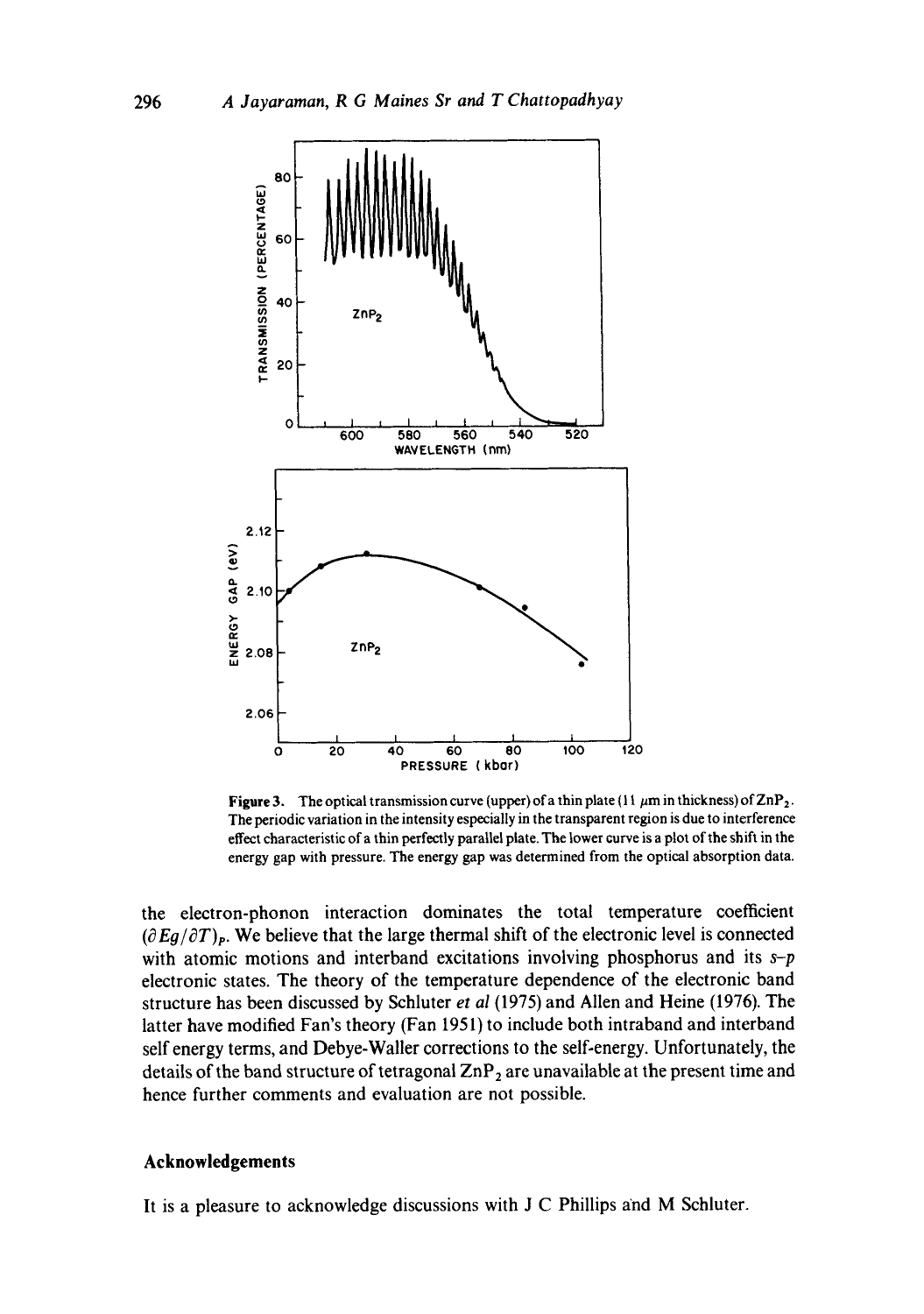**Figure 3.** The optical transmission curve (upper) of a thin plate (11 $\mu$m in thickness) of $ZnP_2$. The periodic variation in the intensity especially in the transparent region is due to interference effect characteristic of a thin perfectly parallel plate. The lower curve is a plot of the shift in the energy gap with pressure. The energy gap was determined from the optical absorption data.

the electron-phonon interaction dominates the total temperature coefficient $(\partial Eg/\partial T)_P$. We believe that the large thermal shift of the electronic level is connected with atomic motions and interband excitations involving phosphorus and its *s–p* electronic states. The theory of the temperature dependence of the electronic band structure has been discussed by Schluter *et al* (1975) and Allen and Heine (1976). The latter have modified Fan's theory (Fan 1951) to include both intraband and interband self energy terms, and Debye-Waller corrections to the self-energy. Unfortunately, the details of the band structure of tetragonal $ZnP_2$ are unavailable at the present time and hence further comments and evaluation are not possible.

## Acknowledgements

It is a pleasure to acknowledge discussions with J C Phillips and M Schluter.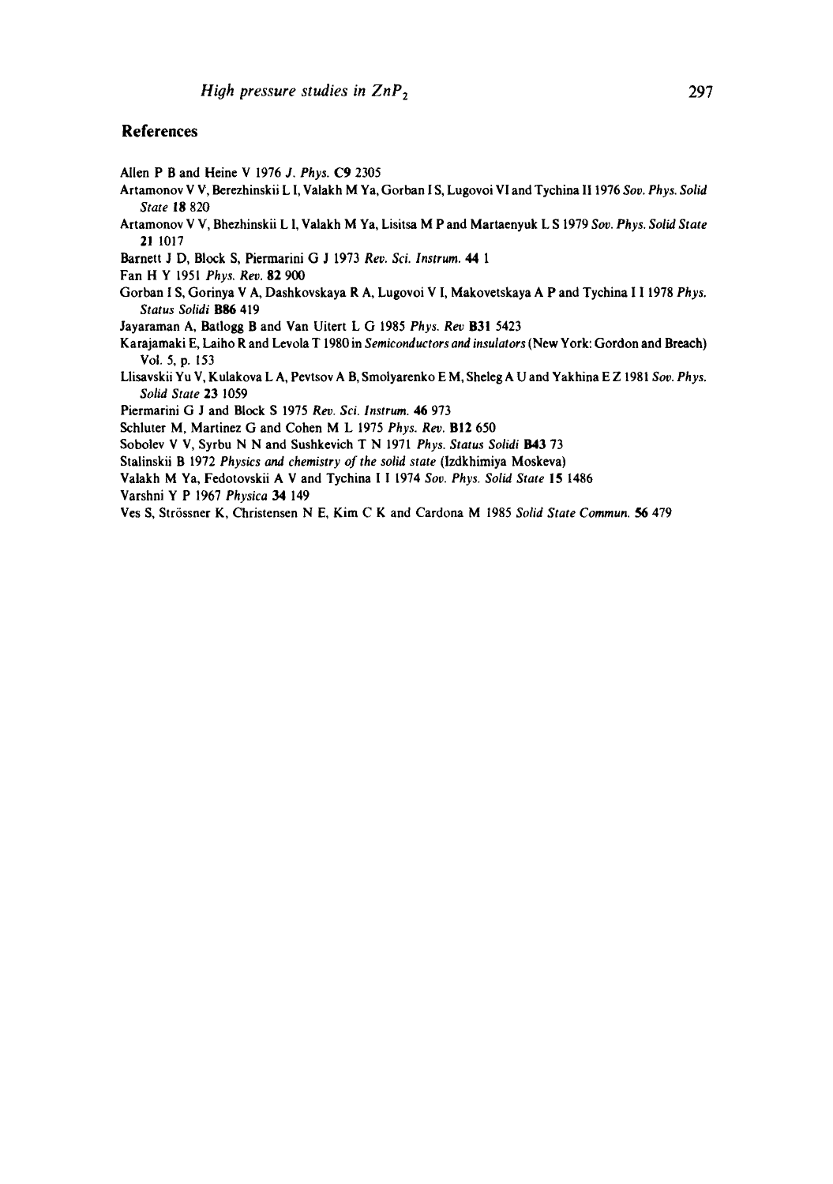## References

Allen P B and Heine V 1976 *J. Phys.* **C9** 2305

Artamonov V V, Berezhinskii L I, Valakh M Ya, Gorban I S, Lugovoi VI and Tychina II 1976 *Sov. Phys. Solid State* **18** 820

Artamonov V V, Bhezhinskii L I, Valakh M Ya, Lisitsa M P and Martaenyuk L S 1979 *Sov. Phys. Solid State* **21** 1017

Barnett J D, Block S, Piermarini G J 1973 *Rev. Sci. Instrum.* **44** 1

Fan H Y 1951 *Phys. Rev.* **82** 900

Gorban I S, Gorinya V A, Dashkovskaya R A, Lugovoi V I, Makovetskaya A P and Tychina I I 1978 *Phys. Status Solidi* **B86** 419

Jayaraman A, Batlogg B and Van Uitert L G 1985 *Phys. Rev* **B31** 5423

Karajamaki E, Laiho R and Levola T 1980 in *Semiconductors and insulators* (New York: Gordon and Breach) Vol. 5, p. 153

Llisavskii Yu V, Kulakova L A, Pevtsov A B, Smolyarenko E M, Sheleg A U and Yakhina E Z 1981 *Sov. Phys. Solid State* **23** 1059

Piermarini G J and Block S 1975 *Rev. Sci. Instrum.* **46** 973

Schluter M, Martinez G and Cohen M L 1975 *Phys. Rev.* **B12** 650

Sobolev V V, Syrbu N N and Sushkevich T N 1971 *Phys. Status Solidi* **B43** 73

Stalinskii B 1972 *Physics and chemistry of the solid state* (Izdkhimiya Moskeva)

Valakh M Ya, Fedotovskii A V and Tychina I I 1974 *Sov. Phys. Solid State* **15** 1486

Varshni Y P 1967 *Physica* **34** 149

Ves S, Strössner K, Christensen N E, Kim C K and Cardona M 1985 *Solid State Commun.* **56** 479